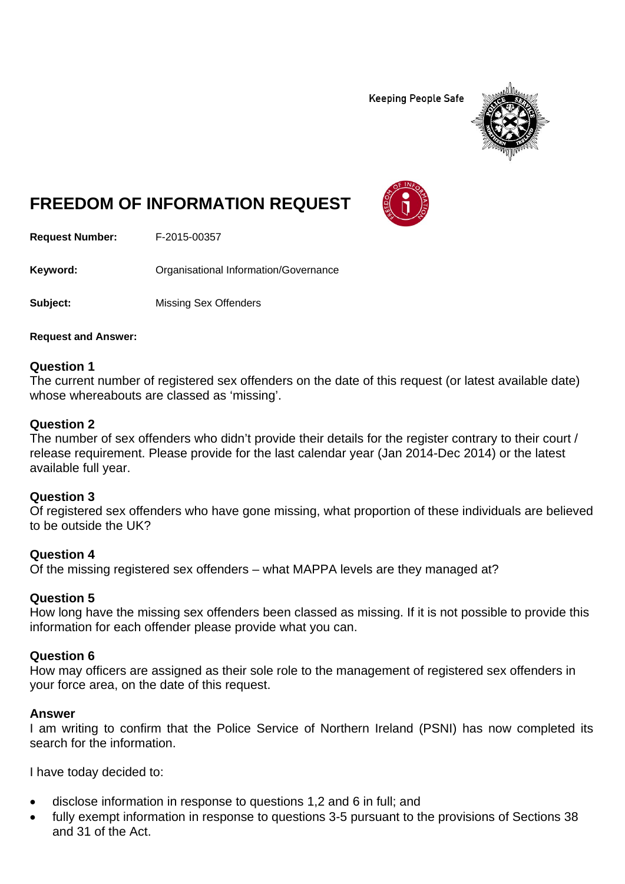Keeping People Safe

# FREEDOM OF INFORMATION REQUEST

**Request Number:** F-2015-00357

**Keyword:** Organisational Information/Governance

**Subject:** Missing Sex Offenders

**Request and Answer:**

### Question 1
The current number of registered sex offenders on the date of this request (or latest available date) whose whereabouts are classed as 'missing'.

### Question 2
The number of sex offenders who didn't provide their details for the register contrary to their court / release requirement. Please provide for the last calendar year (Jan 2014-Dec 2014) or the latest available full year.

### Question 3
Of registered sex offenders who have gone missing, what proportion of these individuals are believed to be outside the UK?

### Question 4
Of the missing registered sex offenders – what MAPPA levels are they managed at?

### Question 5
How long have the missing sex offenders been classed as missing. If it is not possible to provide this information for each offender please provide what you can.

### Question 6
How may officers are assigned as their sole role to the management of registered sex offenders in your force area, on the date of this request.

### Answer
I am writing to confirm that the Police Service of Northern Ireland (PSNI) has now completed its search for the information.

I have today decided to:

- disclose information in response to questions 1,2 and 6 in full; and
- fully exempt information in response to questions 3-5 pursuant to the provisions of Sections 38 and 31 of the Act.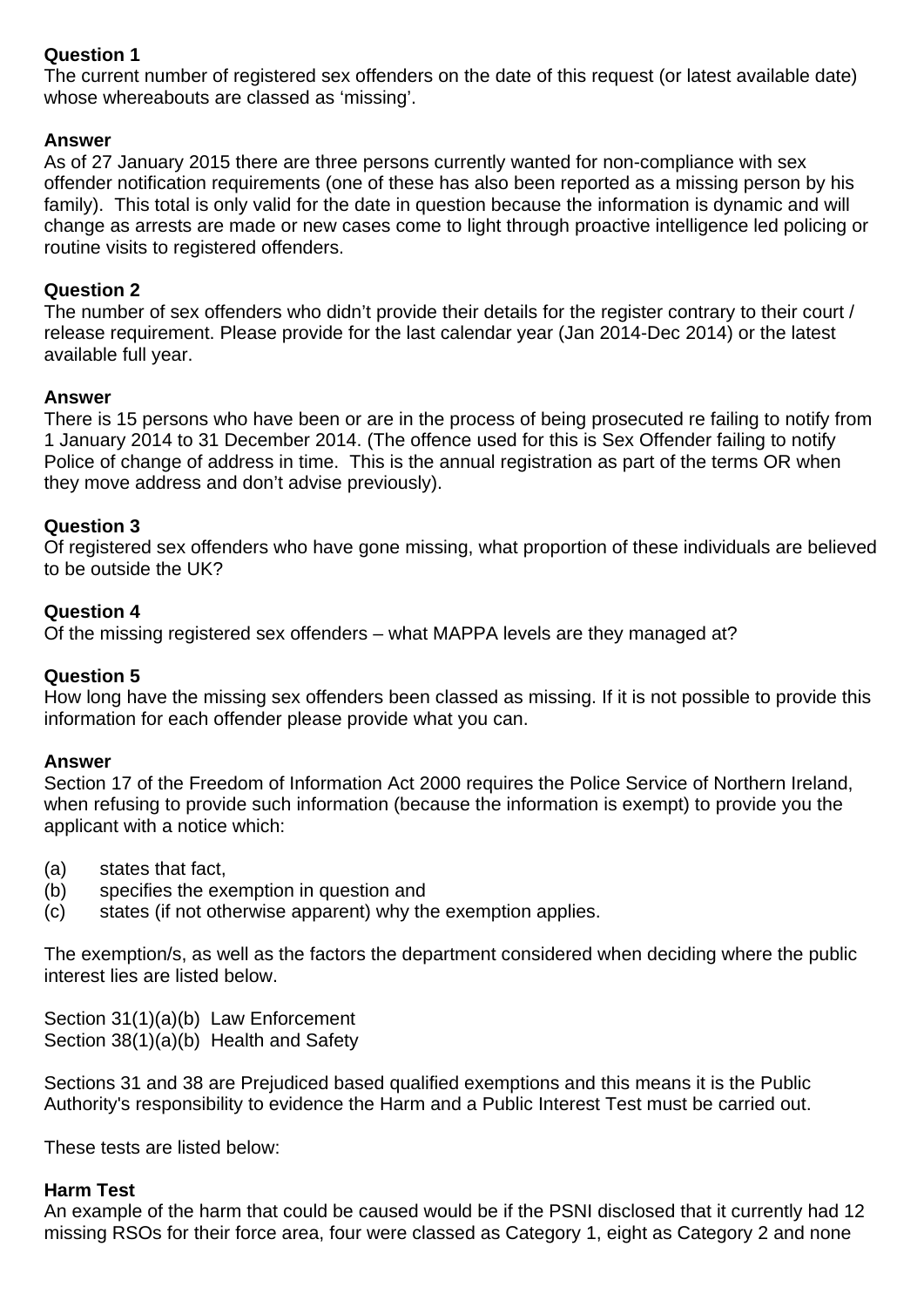**Question 1**
The current number of registered sex offenders on the date of this request (or latest available date) whose whereabouts are classed as 'missing'.

**Answer**
As of 27 January 2015 there are three persons currently wanted for non-compliance with sex offender notification requirements (one of these has also been reported as a missing person by his family). This total is only valid for the date in question because the information is dynamic and will change as arrests are made or new cases come to light through proactive intelligence led policing or routine visits to registered offenders.

**Question 2**
The number of sex offenders who didn't provide their details for the register contrary to their court / release requirement. Please provide for the last calendar year (Jan 2014-Dec 2014) or the latest available full year.

**Answer**
There is 15 persons who have been or are in the process of being prosecuted re failing to notify from 1 January 2014 to 31 December 2014. (The offence used for this is Sex Offender failing to notify Police of change of address in time. This is the annual registration as part of the terms OR when they move address and don't advise previously).

**Question 3**
Of registered sex offenders who have gone missing, what proportion of these individuals are believed to be outside the UK?

**Question 4**
Of the missing registered sex offenders – what MAPPA levels are they managed at?

**Question 5**
How long have the missing sex offenders been classed as missing. If it is not possible to provide this information for each offender please provide what you can.

**Answer**
Section 17 of the Freedom of Information Act 2000 requires the Police Service of Northern Ireland, when refusing to provide such information (because the information is exempt) to provide you the applicant with a notice which:

(a) states that fact,
(b) specifies the exemption in question and
(c) states (if not otherwise apparent) why the exemption applies.

The exemption/s, as well as the factors the department considered when deciding where the public interest lies are listed below.

Section 31(1)(a)(b) Law Enforcement
Section 38(1)(a)(b) Health and Safety

Sections 31 and 38 are Prejudiced based qualified exemptions and this means it is the Public Authority's responsibility to evidence the Harm and a Public Interest Test must be carried out.

These tests are listed below:

**Harm Test**
An example of the harm that could be caused would be if the PSNI disclosed that it currently had 12 missing RSOs for their force area, four were classed as Category 1, eight as Category 2 and none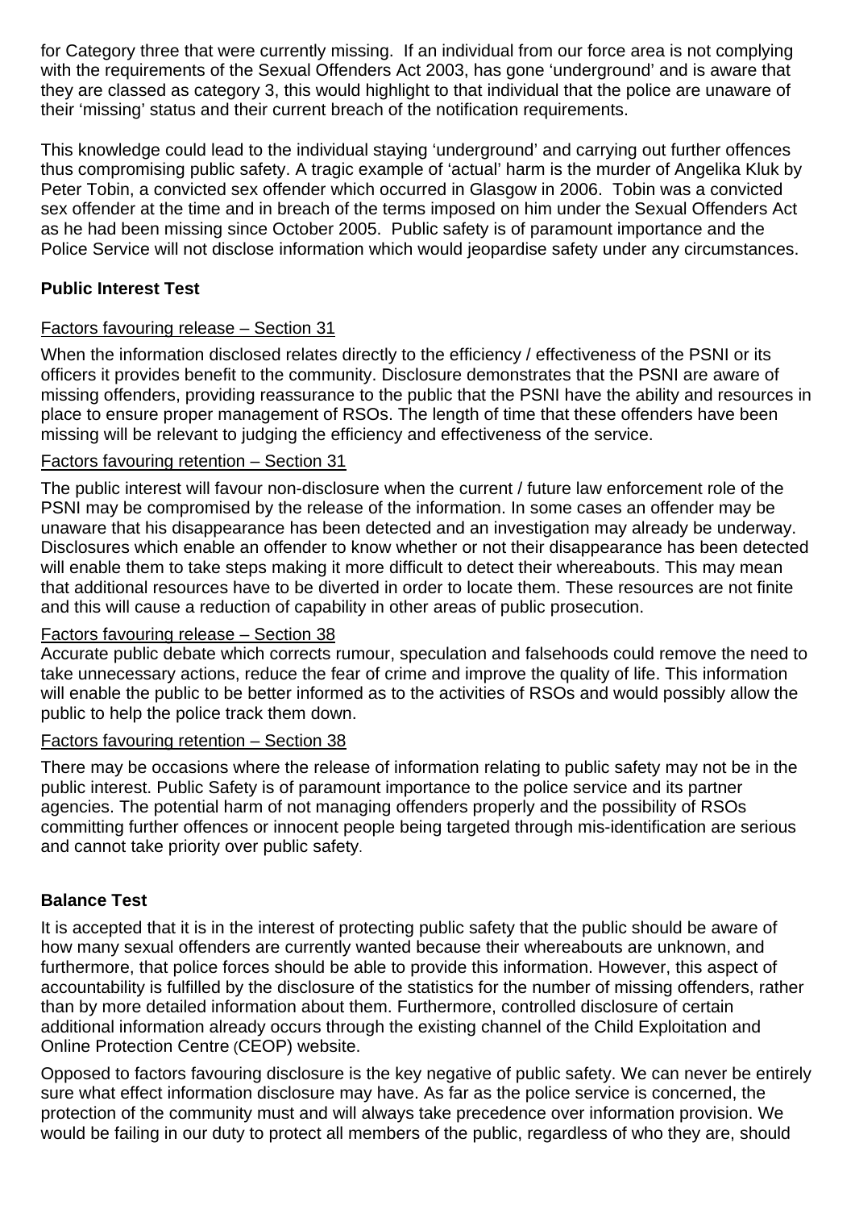for Category three that were currently missing. If an individual from our force area is not complying with the requirements of the Sexual Offenders Act 2003, has gone 'underground' and is aware that they are classed as category 3, this would highlight to that individual that the police are unaware of their 'missing' status and their current breach of the notification requirements.

This knowledge could lead to the individual staying 'underground' and carrying out further offences thus compromising public safety. A tragic example of 'actual' harm is the murder of Angelika Kluk by Peter Tobin, a convicted sex offender which occurred in Glasgow in 2006. Tobin was a convicted sex offender at the time and in breach of the terms imposed on him under the Sexual Offenders Act as he had been missing since October 2005. Public safety is of paramount importance and the Police Service will not disclose information which would jeopardise safety under any circumstances.

**Public Interest Test**

Factors favouring release – Section 31

When the information disclosed relates directly to the efficiency / effectiveness of the PSNI or its officers it provides benefit to the community. Disclosure demonstrates that the PSNI are aware of missing offenders, providing reassurance to the public that the PSNI have the ability and resources in place to ensure proper management of RSOs. The length of time that these offenders have been missing will be relevant to judging the efficiency and effectiveness of the service.

Factors favouring retention – Section 31

The public interest will favour non-disclosure when the current / future law enforcement role of the PSNI may be compromised by the release of the information. In some cases an offender may be unaware that his disappearance has been detected and an investigation may already be underway. Disclosures which enable an offender to know whether or not their disappearance has been detected will enable them to take steps making it more difficult to detect their whereabouts. This may mean that additional resources have to be diverted in order to locate them. These resources are not finite and this will cause a reduction of capability in other areas of public prosecution.

Factors favouring release – Section 38

Accurate public debate which corrects rumour, speculation and falsehoods could remove the need to take unnecessary actions, reduce the fear of crime and improve the quality of life. This information will enable the public to be better informed as to the activities of RSOs and would possibly allow the public to help the police track them down.

Factors favouring retention – Section 38

There may be occasions where the release of information relating to public safety may not be in the public interest. Public Safety is of paramount importance to the police service and its partner agencies. The potential harm of not managing offenders properly and the possibility of RSOs committing further offences or innocent people being targeted through mis-identification are serious and cannot take priority over public safety.

**Balance Test**

It is accepted that it is in the interest of protecting public safety that the public should be aware of how many sexual offenders are currently wanted because their whereabouts are unknown, and furthermore, that police forces should be able to provide this information. However, this aspect of accountability is fulfilled by the disclosure of the statistics for the number of missing offenders, rather than by more detailed information about them. Furthermore, controlled disclosure of certain additional information already occurs through the existing channel of the Child Exploitation and Online Protection Centre (CEOP) website.

Opposed to factors favouring disclosure is the key negative of public safety. We can never be entirely sure what effect information disclosure may have. As far as the police service is concerned, the protection of the community must and will always take precedence over information provision. We would be failing in our duty to protect all members of the public, regardless of who they are, should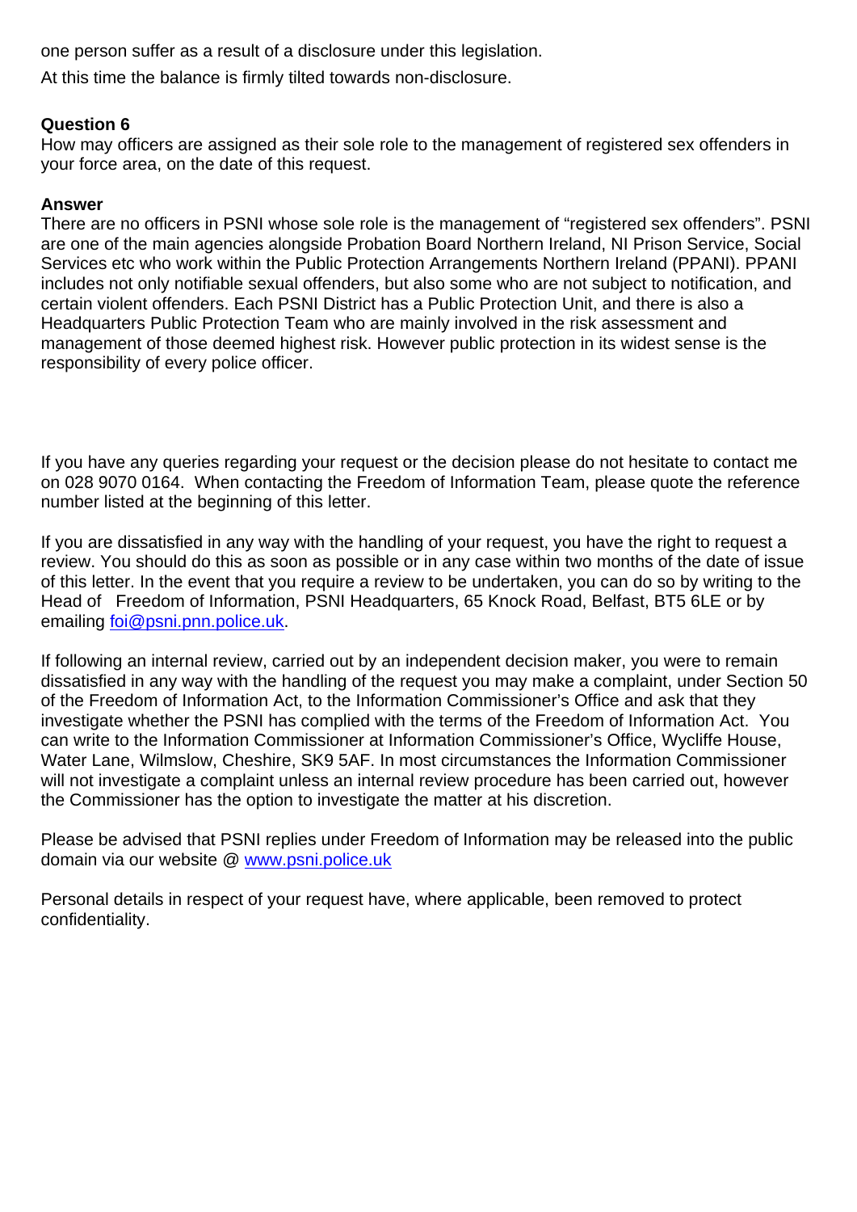one person suffer as a result of a disclosure under this legislation.

At this time the balance is firmly tilted towards non-disclosure.

**Question 6**

How may officers are assigned as their sole role to the management of registered sex offenders in your force area, on the date of this request.

**Answer**

There are no officers in PSNI whose sole role is the management of "registered sex offenders". PSNI are one of the main agencies alongside Probation Board Northern Ireland, NI Prison Service, Social Services etc who work within the Public Protection Arrangements Northern Ireland (PPANI). PPANI includes not only notifiable sexual offenders, but also some who are not subject to notification, and certain violent offenders. Each PSNI District has a Public Protection Unit, and there is also a Headquarters Public Protection Team who are mainly involved in the risk assessment and management of those deemed highest risk. However public protection in its widest sense is the responsibility of every police officer.

If you have any queries regarding your request or the decision please do not hesitate to contact me on 028 9070 0164. When contacting the Freedom of Information Team, please quote the reference number listed at the beginning of this letter.

If you are dissatisfied in any way with the handling of your request, you have the right to request a review. You should do this as soon as possible or in any case within two months of the date of issue of this letter. In the event that you require a review to be undertaken, you can do so by writing to the Head of Freedom of Information, PSNI Headquarters, 65 Knock Road, Belfast, BT5 6LE or by emailing foi@psni.pnn.police.uk.

If following an internal review, carried out by an independent decision maker, you were to remain dissatisfied in any way with the handling of the request you may make a complaint, under Section 50 of the Freedom of Information Act, to the Information Commissioner's Office and ask that they investigate whether the PSNI has complied with the terms of the Freedom of Information Act. You can write to the Information Commissioner at Information Commissioner's Office, Wycliffe House, Water Lane, Wilmslow, Cheshire, SK9 5AF. In most circumstances the Information Commissioner will not investigate a complaint unless an internal review procedure has been carried out, however the Commissioner has the option to investigate the matter at his discretion.

Please be advised that PSNI replies under Freedom of Information may be released into the public domain via our website @ www.psni.police.uk

Personal details in respect of your request have, where applicable, been removed to protect confidentiality.